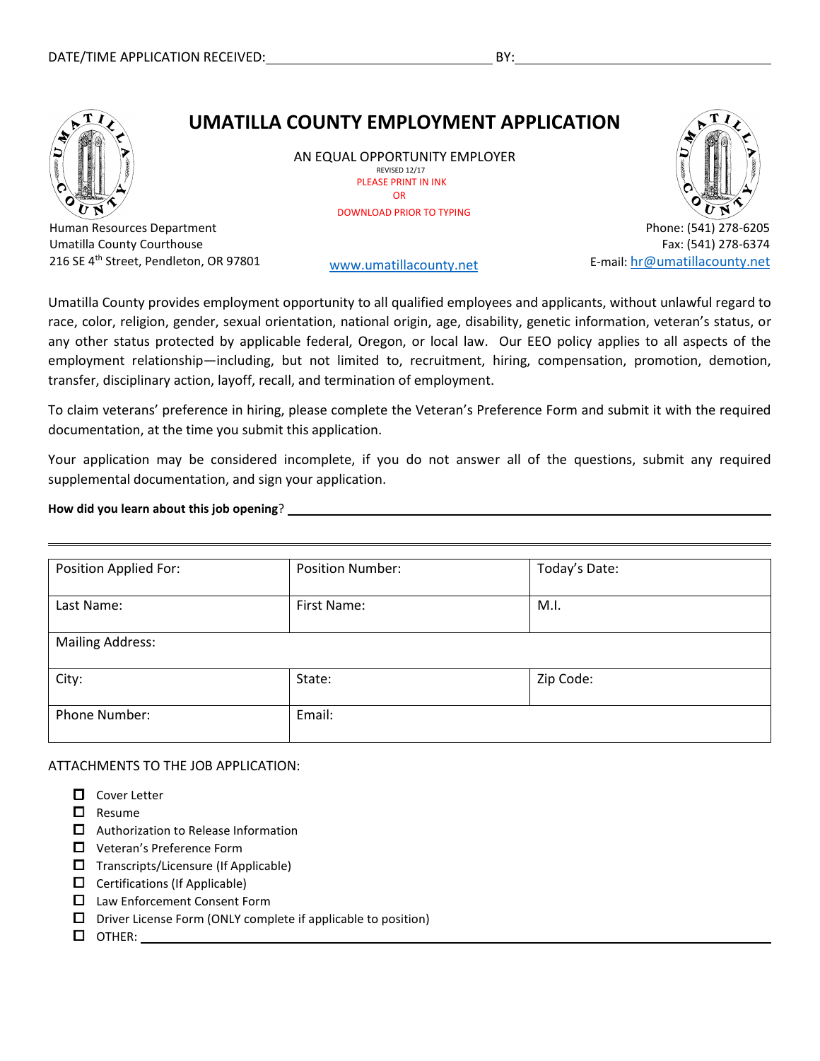DATE/TIME APPLICATION RECEIVED: ______________________________ BY: ______________________________

# UMATILLA COUNTY EMPLOYMENT APPLICATION

AN EQUAL OPPORTUNITY EMPLOYER
REVISED 12/17
PLEASE PRINT IN INK
OR
DOWNLOAD PRIOR TO TYPING

Human Resources Department
Umatilla County Courthouse
216 SE 4th Street, Pendleton, OR 97801

www.umatillacounty.net

Phone: (541) 278-6205
Fax: (541) 278-6374
E-mail: hr@umatillacounty.net

Umatilla County provides employment opportunity to all qualified employees and applicants, without unlawful regard to race, color, religion, gender, sexual orientation, national origin, age, disability, genetic information, veteran's status, or any other status protected by applicable federal, Oregon, or local law. Our EEO policy applies to all aspects of the employment relationship—including, but not limited to, recruitment, hiring, compensation, promotion, demotion, transfer, disciplinary action, layoff, recall, and termination of employment.

To claim veterans' preference in hiring, please complete the Veteran's Preference Form and submit it with the required documentation, at the time you submit this application.

Your application may be considered incomplete, if you do not answer all of the questions, submit any required supplemental documentation, and sign your application.

**How did you learn about this job opening**? ______________________________

| Position Applied For: | Position Number: | Today's Date: |
|---|---|---|
| Last Name: | First Name: | M.I. |
| Mailing Address: | | |
| City: | State: | Zip Code: |
| Phone Number: | Email: | |

ATTACHMENTS TO THE JOB APPLICATION:

- ☐ Cover Letter
- ☐ Resume
- ☐ Authorization to Release Information
- ☐ Veteran's Preference Form
- ☐ Transcripts/Licensure (If Applicable)
- ☐ Certifications (If Applicable)
- ☐ Law Enforcement Consent Form
- ☐ Driver License Form (ONLY complete if applicable to position)
- ☐ OTHER: ______________________________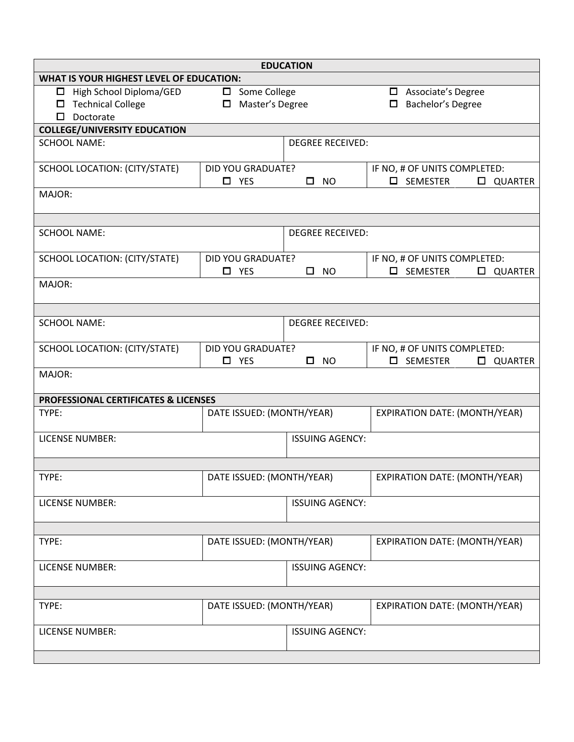## EDUCATION

**WHAT IS YOUR HIGHEST LEVEL OF EDUCATION:**

- ☐ High School Diploma/GED
- ☐ Some College
- ☐ Associate's Degree
- ☐ Technical College
- ☐ Master's Degree
- ☐ Bachelor's Degree
- ☐ Doctorate

**COLLEGE/UNIVERSITY EDUCATION**

| SCHOOL NAME: | | DEGREE RECEIVED: | |
|---|---|---|---|
| SCHOOL LOCATION: (CITY/STATE) | DID YOU GRADUATE? ☐ YES ☐ NO | | IF NO, # OF UNITS COMPLETED: ☐ SEMESTER ☐ QUARTER |
| MAJOR: | | | |

| SCHOOL NAME: | | DEGREE RECEIVED: | |
|---|---|---|---|
| SCHOOL LOCATION: (CITY/STATE) | DID YOU GRADUATE? ☐ YES ☐ NO | | IF NO, # OF UNITS COMPLETED: ☐ SEMESTER ☐ QUARTER |
| MAJOR: | | | |

| SCHOOL NAME: | | DEGREE RECEIVED: | |
|---|---|---|---|
| SCHOOL LOCATION: (CITY/STATE) | DID YOU GRADUATE? ☐ YES ☐ NO | | IF NO, # OF UNITS COMPLETED: ☐ SEMESTER ☐ QUARTER |
| MAJOR: | | | |

**PROFESSIONAL CERTIFICATES & LICENSES**

| TYPE: | DATE ISSUED: (MONTH/YEAR) | EXPIRATION DATE: (MONTH/YEAR) |
|---|---|---|
| LICENSE NUMBER: | ISSUING AGENCY: | |

| TYPE: | DATE ISSUED: (MONTH/YEAR) | EXPIRATION DATE: (MONTH/YEAR) |
|---|---|---|
| LICENSE NUMBER: | ISSUING AGENCY: | |

| TYPE: | DATE ISSUED: (MONTH/YEAR) | EXPIRATION DATE: (MONTH/YEAR) |
|---|---|---|
| LICENSE NUMBER: | ISSUING AGENCY: | |

| TYPE: | DATE ISSUED: (MONTH/YEAR) | EXPIRATION DATE: (MONTH/YEAR) |
|---|---|---|
| LICENSE NUMBER: | ISSUING AGENCY: | |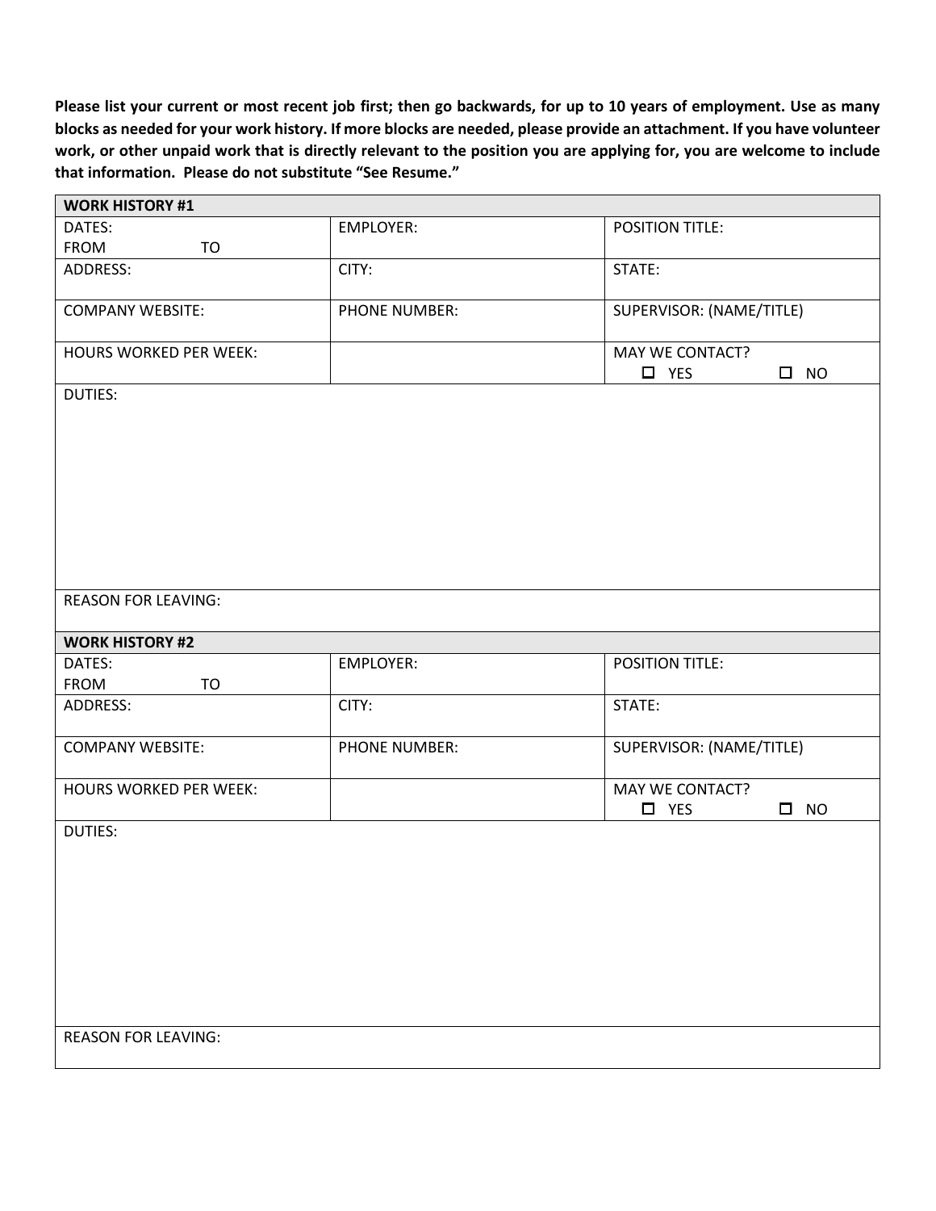**Please list your current or most recent job first; then go backwards, for up to 10 years of employment. Use as many blocks as needed for your work history. If more blocks are needed, please provide an attachment. If you have volunteer work, or other unpaid work that is directly relevant to the position you are applying for, you are welcome to include that information. Please do not substitute "See Resume."**

| **WORK HISTORY #1** | | |
|---|---|---|
| DATES:<br>FROM TO | EMPLOYER: | POSITION TITLE: |
| ADDRESS: | CITY: | STATE: |
| COMPANY WEBSITE: | PHONE NUMBER: | SUPERVISOR: (NAME/TITLE) |
| HOURS WORKED PER WEEK: | | MAY WE CONTACT?<br>☐ YES ☐ NO |
| DUTIES: | | |
| REASON FOR LEAVING: | | |

| **WORK HISTORY #2** | | |
|---|---|---|
| DATES:<br>FROM TO | EMPLOYER: | POSITION TITLE: |
| ADDRESS: | CITY: | STATE: |
| COMPANY WEBSITE: | PHONE NUMBER: | SUPERVISOR: (NAME/TITLE) |
| HOURS WORKED PER WEEK: | | MAY WE CONTACT?<br>☐ YES ☐ NO |
| DUTIES: | | |
| REASON FOR LEAVING: | | |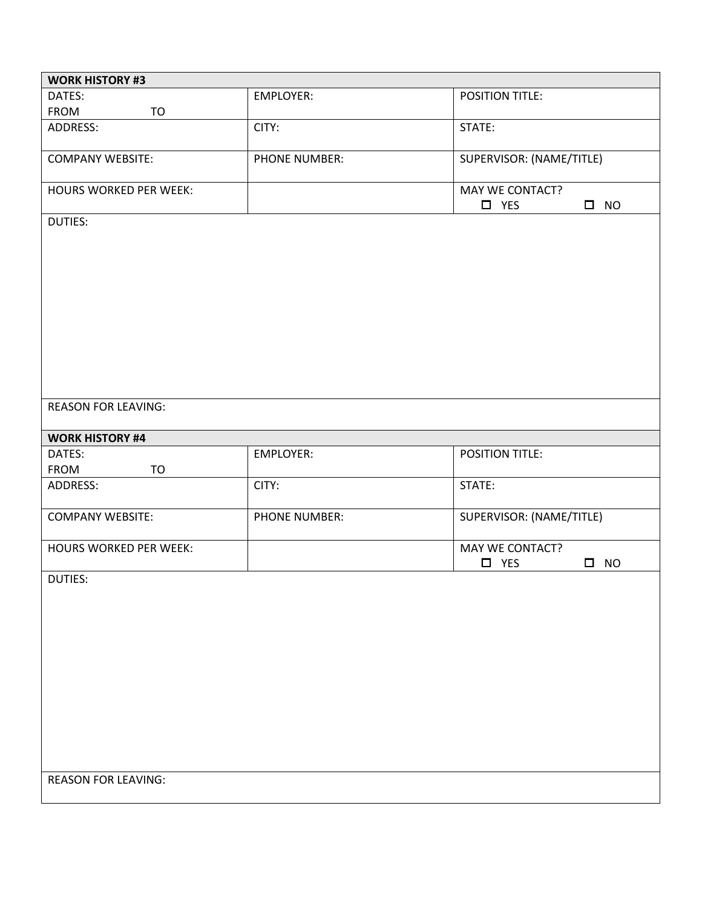| WORK HISTORY #3 | | |
|---|---|---|
| DATES:<br>FROM TO | EMPLOYER: | POSITION TITLE: |
| ADDRESS: | CITY: | STATE: |
| COMPANY WEBSITE: | PHONE NUMBER: | SUPERVISOR: (NAME/TITLE) |
| HOURS WORKED PER WEEK: | | MAY WE CONTACT?<br>☐ YES ☐ NO |
| DUTIES: | | |
| REASON FOR LEAVING: | | |

| WORK HISTORY #4 | | |
|---|---|---|
| DATES:<br>FROM TO | EMPLOYER: | POSITION TITLE: |
| ADDRESS: | CITY: | STATE: |
| COMPANY WEBSITE: | PHONE NUMBER: | SUPERVISOR: (NAME/TITLE) |
| HOURS WORKED PER WEEK: | | MAY WE CONTACT?<br>☐ YES ☐ NO |
| DUTIES: | | |
| REASON FOR LEAVING: | | |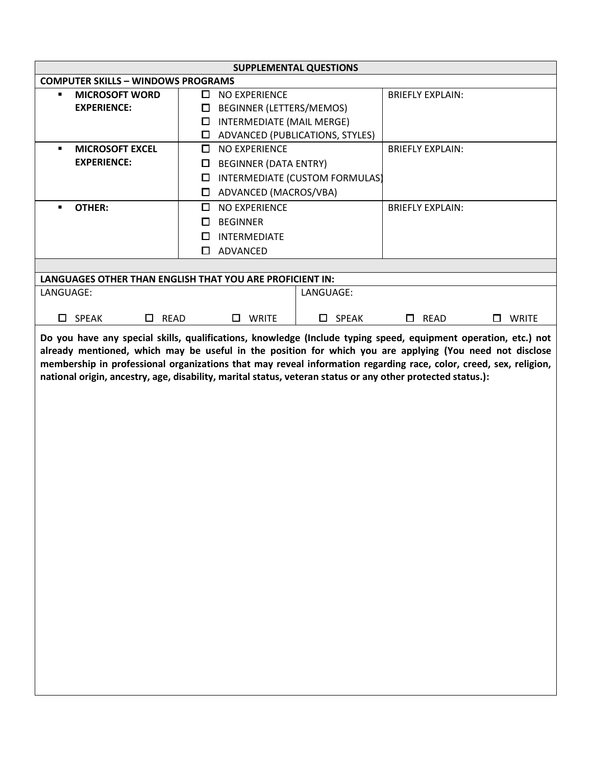## SUPPLEMENTAL QUESTIONS

**COMPUTER SKILLS – WINDOWS PROGRAMS**

| | | |
|---|---|---|
| **MICROSOFT WORD EXPERIENCE:** | ☐ NO EXPERIENCE<br>☐ BEGINNER (LETTERS/MEMOS)<br>☐ INTERMEDIATE (MAIL MERGE)<br>☐ ADVANCED (PUBLICATIONS, STYLES) | BRIEFLY EXPLAIN: |
| **MICROSOFT EXCEL EXPERIENCE:** | ☐ NO EXPERIENCE<br>☐ BEGINNER (DATA ENTRY)<br>☐ INTERMEDIATE (CUSTOM FORMULAS)<br>☐ ADVANCED (MACROS/VBA) | BRIEFLY EXPLAIN: |
| **OTHER:** | ☐ NO EXPERIENCE<br>☐ BEGINNER<br>☐ INTERMEDIATE<br>☐ ADVANCED | BRIEFLY EXPLAIN: |

**LANGUAGES OTHER THAN ENGLISH THAT YOU ARE PROFICIENT IN:**

| LANGUAGE: | | | LANGUAGE: | | |
|---|---|---|---|---|---|
| ☐ SPEAK | ☐ READ | ☐ WRITE | ☐ SPEAK | ☐ READ | ☐ WRITE |

**Do you have any special skills, qualifications, knowledge (Include typing speed, equipment operation, etc.) not already mentioned, which may be useful in the position for which you are applying (You need not disclose membership in professional organizations that may reveal information regarding race, color, creed, sex, religion, national origin, ancestry, age, disability, marital status, veteran status or any other protected status.):**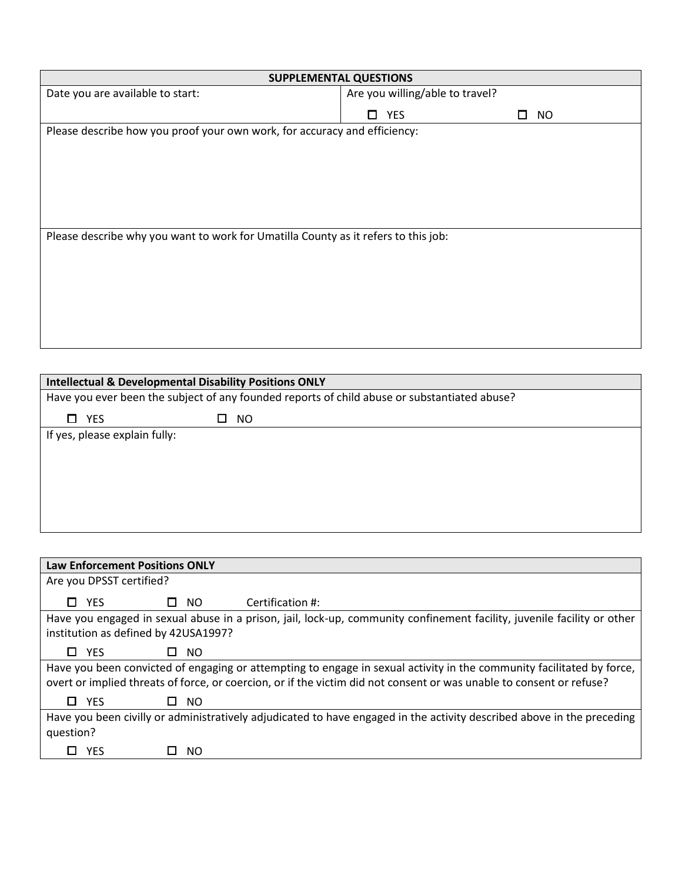| SUPPLEMENTAL QUESTIONS | |
|---|---|
| Date you are available to start: | Are you willing/able to travel?<br>☐ YES ☐ NO |
| Please describe how you proof your own work, for accuracy and efficiency: | |
| Please describe why you want to work for Umatilla County as it refers to this job: | |

| Intellectual & Developmental Disability Positions ONLY |
|---|
| Have you ever been the subject of any founded reports of child abuse or substantiated abuse?<br>☐ YES ☐ NO |
| If yes, please explain fully: |

| Law Enforcement Positions ONLY |
|---|
| Are you DPSST certified?<br>☐ YES ☐ NO Certification #: |
| Have you engaged in sexual abuse in a prison, jail, lock-up, community confinement facility, juvenile facility or other institution as defined by 42USA1997?<br>☐ YES ☐ NO |
| Have you been convicted of engaging or attempting to engage in sexual activity in the community facilitated by force, overt or implied threats of force, or coercion, or if the victim did not consent or was unable to consent or refuse?<br>☐ YES ☐ NO |
| Have you been civilly or administratively adjudicated to have engaged in the activity described above in the preceding question?<br>☐ YES ☐ NO |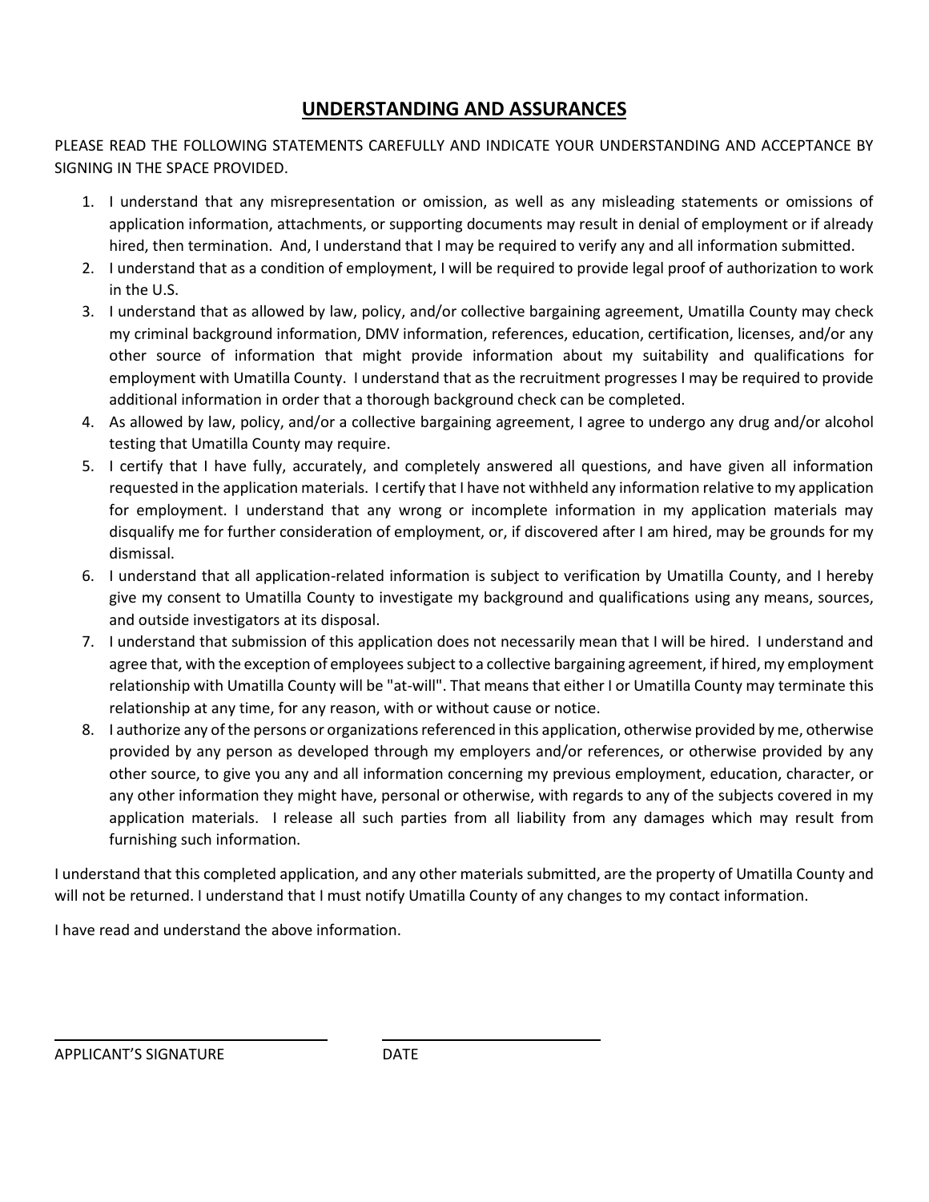## UNDERSTANDING AND ASSURANCES

PLEASE READ THE FOLLOWING STATEMENTS CAREFULLY AND INDICATE YOUR UNDERSTANDING AND ACCEPTANCE BY SIGNING IN THE SPACE PROVIDED.

1. I understand that any misrepresentation or omission, as well as any misleading statements or omissions of application information, attachments, or supporting documents may result in denial of employment or if already hired, then termination. And, I understand that I may be required to verify any and all information submitted.
2. I understand that as a condition of employment, I will be required to provide legal proof of authorization to work in the U.S.
3. I understand that as allowed by law, policy, and/or collective bargaining agreement, Umatilla County may check my criminal background information, DMV information, references, education, certification, licenses, and/or any other source of information that might provide information about my suitability and qualifications for employment with Umatilla County. I understand that as the recruitment progresses I may be required to provide additional information in order that a thorough background check can be completed.
4. As allowed by law, policy, and/or a collective bargaining agreement, I agree to undergo any drug and/or alcohol testing that Umatilla County may require.
5. I certify that I have fully, accurately, and completely answered all questions, and have given all information requested in the application materials. I certify that I have not withheld any information relative to my application for employment. I understand that any wrong or incomplete information in my application materials may disqualify me for further consideration of employment, or, if discovered after I am hired, may be grounds for my dismissal.
6. I understand that all application-related information is subject to verification by Umatilla County, and I hereby give my consent to Umatilla County to investigate my background and qualifications using any means, sources, and outside investigators at its disposal.
7. I understand that submission of this application does not necessarily mean that I will be hired. I understand and agree that, with the exception of employees subject to a collective bargaining agreement, if hired, my employment relationship with Umatilla County will be "at-will". That means that either I or Umatilla County may terminate this relationship at any time, for any reason, with or without cause or notice.
8. I authorize any of the persons or organizations referenced in this application, otherwise provided by me, otherwise provided by any person as developed through my employers and/or references, or otherwise provided by any other source, to give you any and all information concerning my previous employment, education, character, or any other information they might have, personal or otherwise, with regards to any of the subjects covered in my application materials. I release all such parties from all liability from any damages which may result from furnishing such information.

I understand that this completed application, and any other materials submitted, are the property of Umatilla County and will not be returned. I understand that I must notify Umatilla County of any changes to my contact information.

I have read and understand the above information.

______________________________ ______________________________

APPLICANT'S SIGNATURE DATE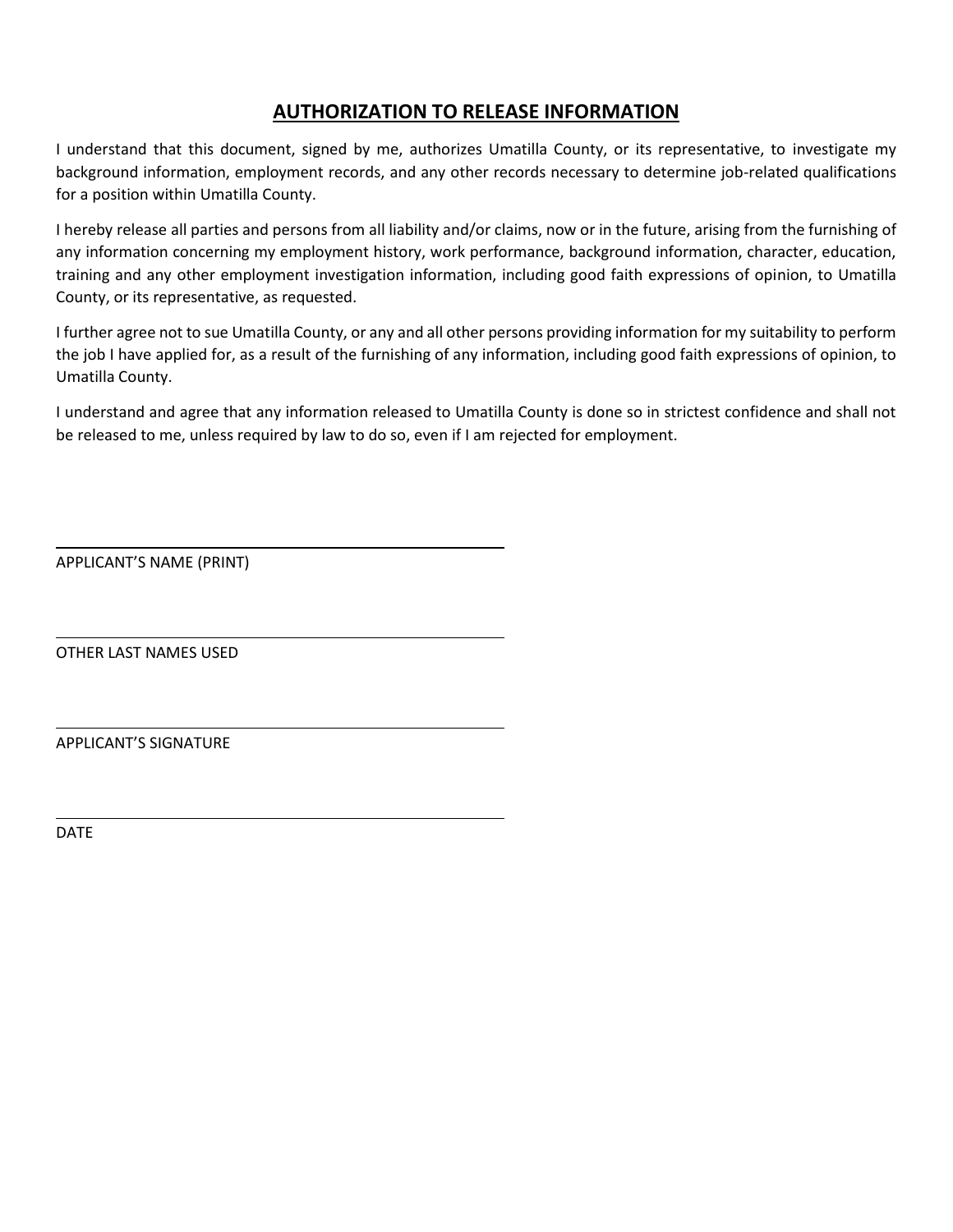## AUTHORIZATION TO RELEASE INFORMATION

I understand that this document, signed by me, authorizes Umatilla County, or its representative, to investigate my background information, employment records, and any other records necessary to determine job-related qualifications for a position within Umatilla County.

I hereby release all parties and persons from all liability and/or claims, now or in the future, arising from the furnishing of any information concerning my employment history, work performance, background information, character, education, training and any other employment investigation information, including good faith expressions of opinion, to Umatilla County, or its representative, as requested.

I further agree not to sue Umatilla County, or any and all other persons providing information for my suitability to perform the job I have applied for, as a result of the furnishing of any information, including good faith expressions of opinion, to Umatilla County.

I understand and agree that any information released to Umatilla County is done so in strictest confidence and shall not be released to me, unless required by law to do so, even if I am rejected for employment.

\_\_\_\_\_\_\_\_\_\_\_\_\_\_\_\_\_\_\_\_\_\_\_\_\_\_\_\_\_\_\_\_\_\_\_\_\_\_\_\_\_\_\_\_

APPLICANT'S NAME (PRINT)

\_\_\_\_\_\_\_\_\_\_\_\_\_\_\_\_\_\_\_\_\_\_\_\_\_\_\_\_\_\_\_\_\_\_\_\_\_\_\_\_\_\_\_\_

OTHER LAST NAMES USED

\_\_\_\_\_\_\_\_\_\_\_\_\_\_\_\_\_\_\_\_\_\_\_\_\_\_\_\_\_\_\_\_\_\_\_\_\_\_\_\_\_\_\_\_

APPLICANT'S SIGNATURE

\_\_\_\_\_\_\_\_\_\_\_\_\_\_\_\_\_\_\_\_\_\_\_\_\_\_\_\_\_\_\_\_\_\_\_\_\_\_\_\_\_\_\_\_

DATE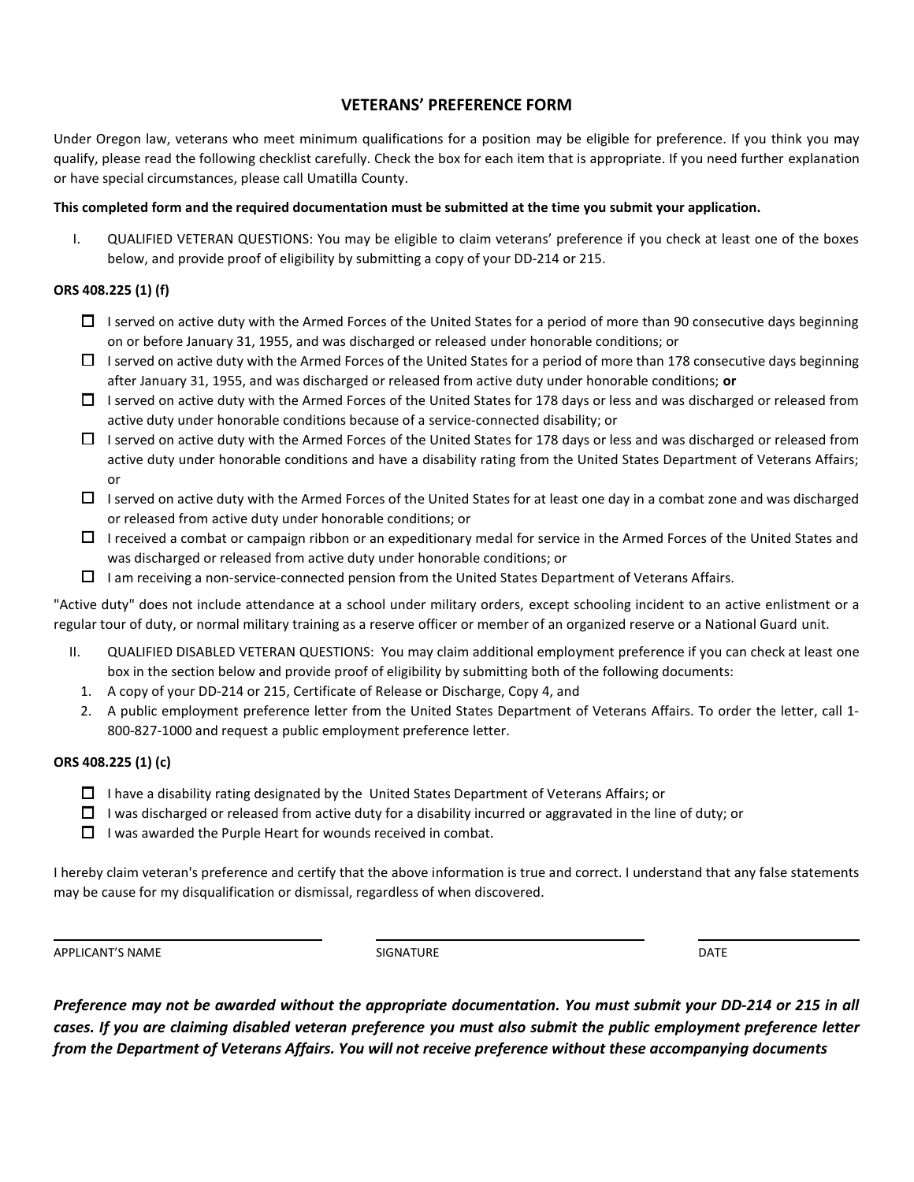# VETERANS' PREFERENCE FORM

Under Oregon law, veterans who meet minimum qualifications for a position may be eligible for preference. If you think you may qualify, please read the following checklist carefully. Check the box for each item that is appropriate. If you need further explanation or have special circumstances, please call Umatilla County.

**This completed form and the required documentation must be submitted at the time you submit your application.**

I. QUALIFIED VETERAN QUESTIONS: You may be eligible to claim veterans' preference if you check at least one of the boxes below, and provide proof of eligibility by submitting a copy of your DD-214 or 215.

**ORS 408.225 (1) (f)**

- ☐ I served on active duty with the Armed Forces of the United States for a period of more than 90 consecutive days beginning on or before January 31, 1955, and was discharged or released under honorable conditions; or
- ☐ I served on active duty with the Armed Forces of the United States for a period of more than 178 consecutive days beginning after January 31, 1955, and was discharged or released from active duty under honorable conditions; **or**
- ☐ I served on active duty with the Armed Forces of the United States for 178 days or less and was discharged or released from active duty under honorable conditions because of a service-connected disability; or
- ☐ I served on active duty with the Armed Forces of the United States for 178 days or less and was discharged or released from active duty under honorable conditions and have a disability rating from the United States Department of Veterans Affairs; or
- ☐ I served on active duty with the Armed Forces of the United States for at least one day in a combat zone and was discharged or released from active duty under honorable conditions; or
- ☐ I received a combat or campaign ribbon or an expeditionary medal for service in the Armed Forces of the United States and was discharged or released from active duty under honorable conditions; or
- ☐ I am receiving a non-service-connected pension from the United States Department of Veterans Affairs.

"Active duty" does not include attendance at a school under military orders, except schooling incident to an active enlistment or a regular tour of duty, or normal military training as a reserve officer or member of an organized reserve or a National Guard unit.

II. QUALIFIED DISABLED VETERAN QUESTIONS: You may claim additional employment preference if you can check at least one box in the section below and provide proof of eligibility by submitting both of the following documents:

1. A copy of your DD-214 or 215, Certificate of Release or Discharge, Copy 4, and
2. A public employment preference letter from the United States Department of Veterans Affairs. To order the letter, call 1-800-827-1000 and request a public employment preference letter.

**ORS 408.225 (1) (c)**

- ☐ I have a disability rating designated by the United States Department of Veterans Affairs; or
- ☐ I was discharged or released from active duty for a disability incurred or aggravated in the line of duty; or
- ☐ I was awarded the Purple Heart for wounds received in combat.

I hereby claim veteran's preference and certify that the above information is true and correct. I understand that any false statements may be cause for my disqualification or dismissal, regardless of when discovered.

| APPLICANT'S NAME | SIGNATURE | DATE |
|---|---|---|
| | | |

***Preference may not be awarded without the appropriate documentation. You must submit your DD-214 or 215 in all cases. If you are claiming disabled veteran preference you must also submit the public employment preference letter from the Department of Veterans Affairs. You will not receive preference without these accompanying documents***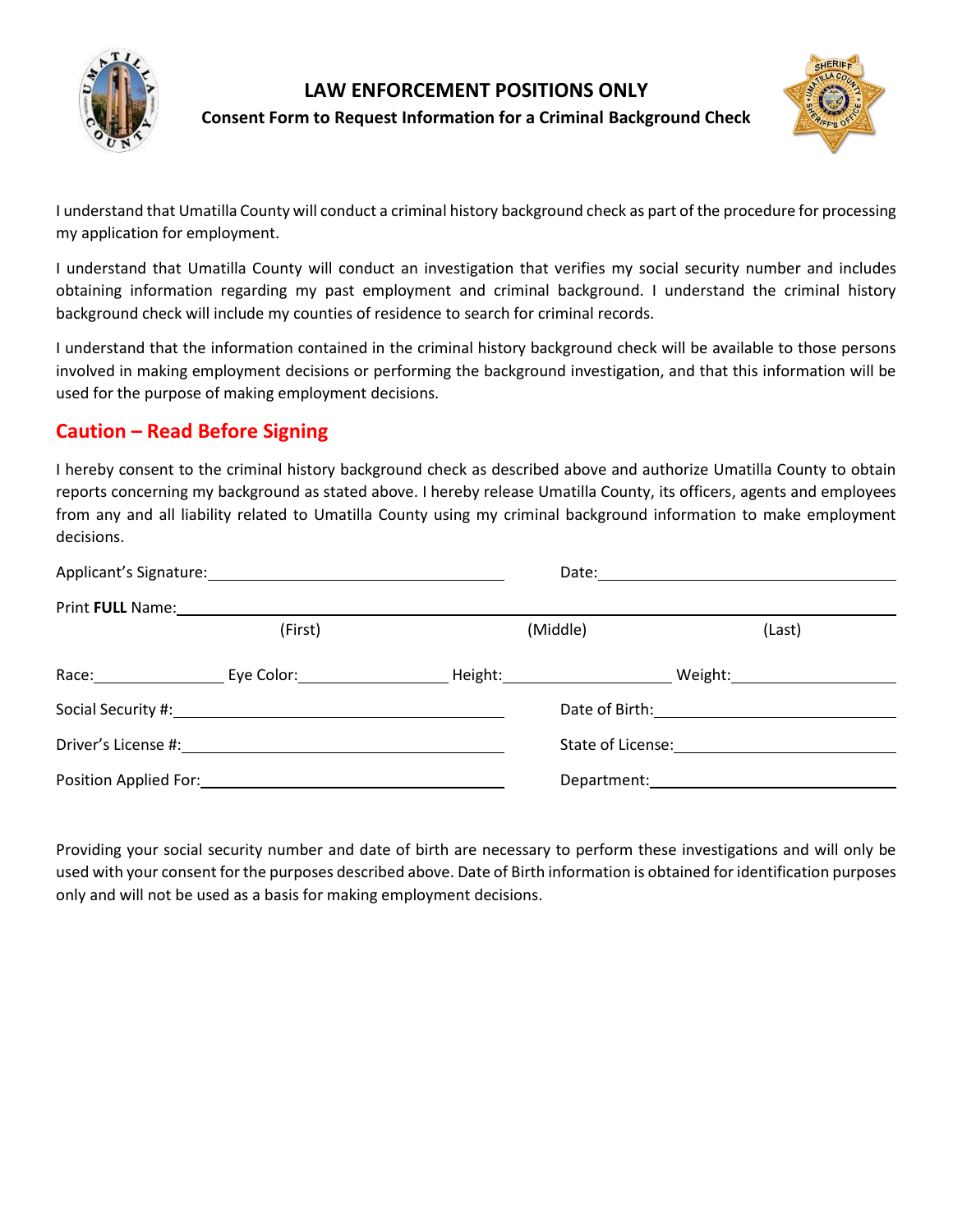# LAW ENFORCEMENT POSITIONS ONLY

## Consent Form to Request Information for a Criminal Background Check

I understand that Umatilla County will conduct a criminal history background check as part of the procedure for processing my application for employment.

I understand that Umatilla County will conduct an investigation that verifies my social security number and includes obtaining information regarding my past employment and criminal background. I understand the criminal history background check will include my counties of residence to search for criminal records.

I understand that the information contained in the criminal history background check will be available to those persons involved in making employment decisions or performing the background investigation, and that this information will be used for the purpose of making employment decisions.

## Caution – Read Before Signing

I hereby consent to the criminal history background check as described above and authorize Umatilla County to obtain reports concerning my background as stated above. I hereby release Umatilla County, its officers, agents and employees from any and all liability related to Umatilla County using my criminal background information to make employment decisions.

Applicant's Signature: ______________________ Date: ______________________

Print **FULL** Name: ______________________________________________
(First) (Middle) (Last)

Race: __________ Eye Color: __________ Height: __________ Weight: __________

Social Security #: ______________________ Date of Birth: ______________________

Driver's License #: ______________________ State of License: ______________________

Position Applied For: ______________________ Department: ______________________

Providing your social security number and date of birth are necessary to perform these investigations and will only be used with your consent for the purposes described above. Date of Birth information is obtained for identification purposes only and will not be used as a basis for making employment decisions.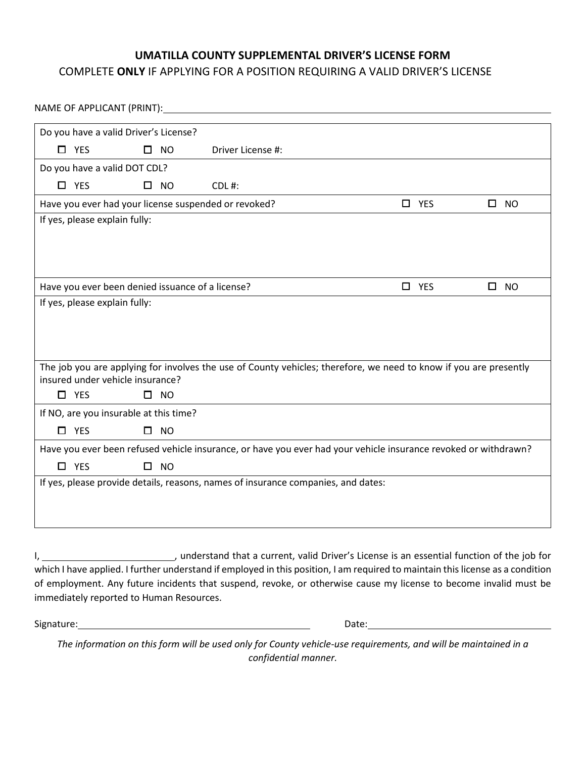# UMATILLA COUNTY SUPPLEMENTAL DRIVER'S LICENSE FORM

COMPLETE **ONLY** IF APPLYING FOR A POSITION REQUIRING A VALID DRIVER'S LICENSE

NAME OF APPLICANT (PRINT): ______________________________

| | | |
|---|---|---|
| Do you have a valid Driver's License? | | |
| ☐ YES ☐ NO Driver License #: | | |
| Do you have a valid DOT CDL? | | |
| ☐ YES ☐ NO CDL #: | | |
| Have you ever had your license suspended or revoked? | ☐ YES | ☐ NO |
| If yes, please explain fully: | | |
| Have you ever been denied issuance of a license? | ☐ YES | ☐ NO |
| If yes, please explain fully: | | |
| The job you are applying for involves the use of County vehicles; therefore, we need to know if you are presently insured under vehicle insurance? | | |
| ☐ YES ☐ NO | | |
| If NO, are you insurable at this time? | | |
| ☐ YES ☐ NO | | |
| Have you ever been refused vehicle insurance, or have you ever had your vehicle insurance revoked or withdrawn? | | |
| ☐ YES ☐ NO | | |
| If yes, please provide details, reasons, names of insurance companies, and dates: | | |

I, ______________________, understand that a current, valid Driver's License is an essential function of the job for which I have applied. I further understand if employed in this position, I am required to maintain this license as a condition of employment. Any future incidents that suspend, revoke, or otherwise cause my license to become invalid must be immediately reported to Human Resources.

Signature: ______________________ Date: ______________________

*The information on this form will be used only for County vehicle-use requirements, and will be maintained in a confidential manner.*